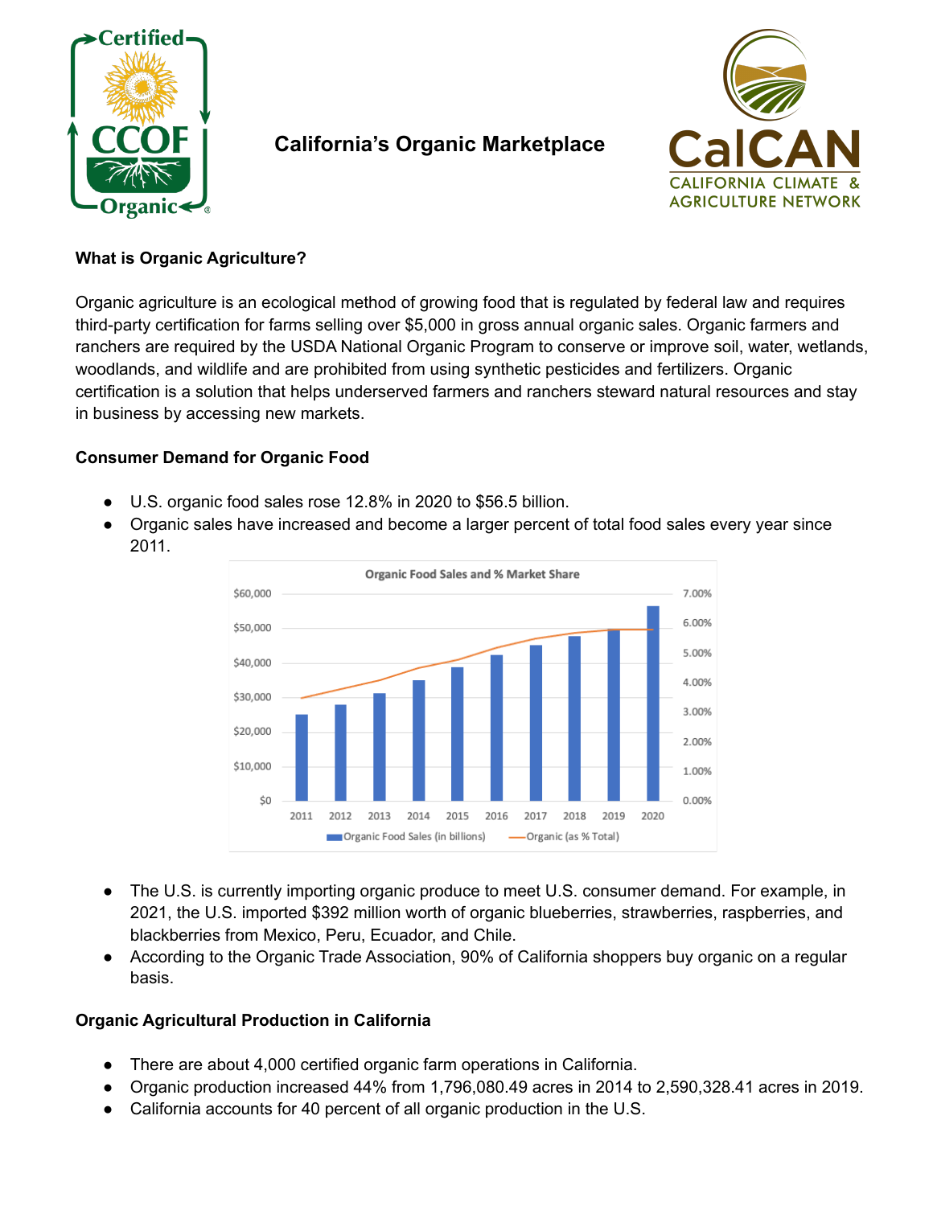# California's Organic Marketplace

### What is Organic Agriculture?

Organic agriculture is an ecological method of growing food that is regulated by federal law and requires third-party certification for farms selling over $5,000 in gross annual organic sales. Organic farmers and ranchers are required by the USDA National Organic Program to conserve or improve soil, water, wetlands, woodlands, and wildlife and are prohibited from using synthetic pesticides and fertilizers. Organic certification is a solution that helps underserved farmers and ranchers steward natural resources and stay in business by accessing new markets.

### Consumer Demand for Organic Food

- U.S. organic food sales rose 12.8% in 2020 to $56.5 billion.
- Organic sales have increased and become a larger percent of total food sales every year since 2011.

- The U.S. is currently importing organic produce to meet U.S. consumer demand. For example, in 2021, the U.S. imported $392 million worth of organic blueberries, strawberries, raspberries, and blackberries from Mexico, Peru, Ecuador, and Chile.
- According to the Organic Trade Association, 90% of California shoppers buy organic on a regular basis.

### Organic Agricultural Production in California

- There are about 4,000 certified organic farm operations in California.
- Organic production increased 44% from 1,796,080.49 acres in 2014 to 2,590,328.41 acres in 2019.
- California accounts for 40 percent of all organic production in the U.S.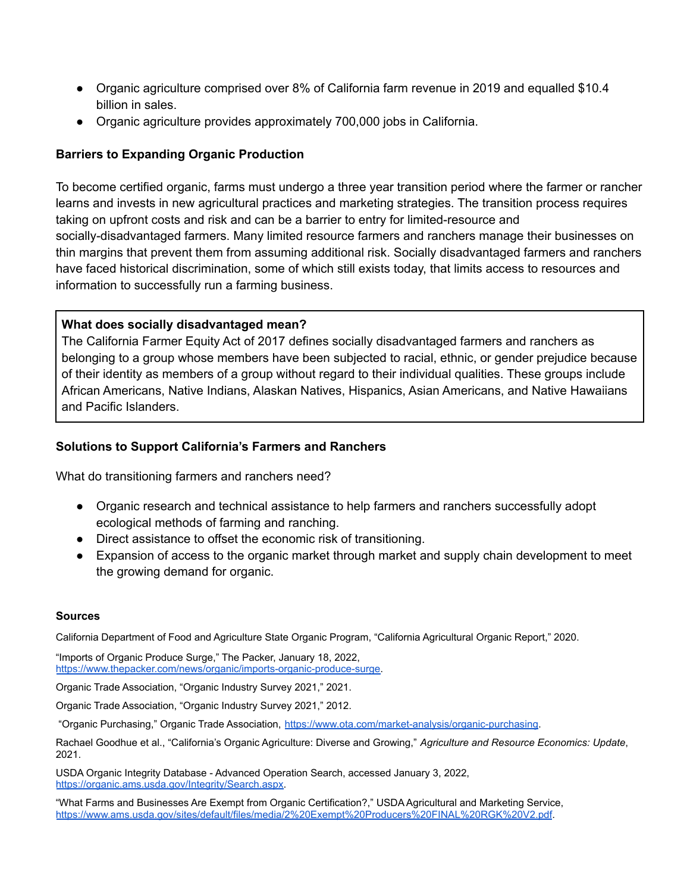- Organic agriculture comprised over 8% of California farm revenue in 2019 and equalled $10.4 billion in sales.
- Organic agriculture provides approximately 700,000 jobs in California.

### Barriers to Expanding Organic Production

To become certified organic, farms must undergo a three year transition period where the farmer or rancher learns and invests in new agricultural practices and marketing strategies. The transition process requires taking on upfront costs and risk and can be a barrier to entry for limited-resource and socially-disadvantaged farmers. Many limited resource farmers and ranchers manage their businesses on thin margins that prevent them from assuming additional risk. Socially disadvantaged farmers and ranchers have faced historical discrimination, some of which still exists today, that limits access to resources and information to successfully run a farming business.

> **What does socially disadvantaged mean?**
> The California Farmer Equity Act of 2017 defines socially disadvantaged farmers and ranchers as belonging to a group whose members have been subjected to racial, ethnic, or gender prejudice because of their identity as members of a group without regard to their individual qualities. These groups include African Americans, Native Indians, Alaskan Natives, Hispanics, Asian Americans, and Native Hawaiians and Pacific Islanders.

### Solutions to Support California's Farmers and Ranchers

What do transitioning farmers and ranchers need?

- Organic research and technical assistance to help farmers and ranchers successfully adopt ecological methods of farming and ranching.
- Direct assistance to offset the economic risk of transitioning.
- Expansion of access to the organic market through market and supply chain development to meet the growing demand for organic.

#### Sources

California Department of Food and Agriculture State Organic Program, "California Agricultural Organic Report," 2020.

"Imports of Organic Produce Surge," The Packer, January 18, 2022, https://www.thepacker.com/news/organic/imports-organic-produce-surge.

Organic Trade Association, "Organic Industry Survey 2021," 2021.

Organic Trade Association, "Organic Industry Survey 2021," 2012.

"Organic Purchasing," Organic Trade Association, https://www.ota.com/market-analysis/organic-purchasing.

Rachael Goodhue et al., "California's Organic Agriculture: Diverse and Growing," *Agriculture and Resource Economics: Update*, 2021.

USDA Organic Integrity Database - Advanced Operation Search, accessed January 3, 2022, https://organic.ams.usda.gov/Integrity/Search.aspx.

"What Farms and Businesses Are Exempt from Organic Certification?," USDA Agricultural and Marketing Service, https://www.ams.usda.gov/sites/default/files/media/2%20Exempt%20Producers%20FINAL%20RGK%20V2.pdf.